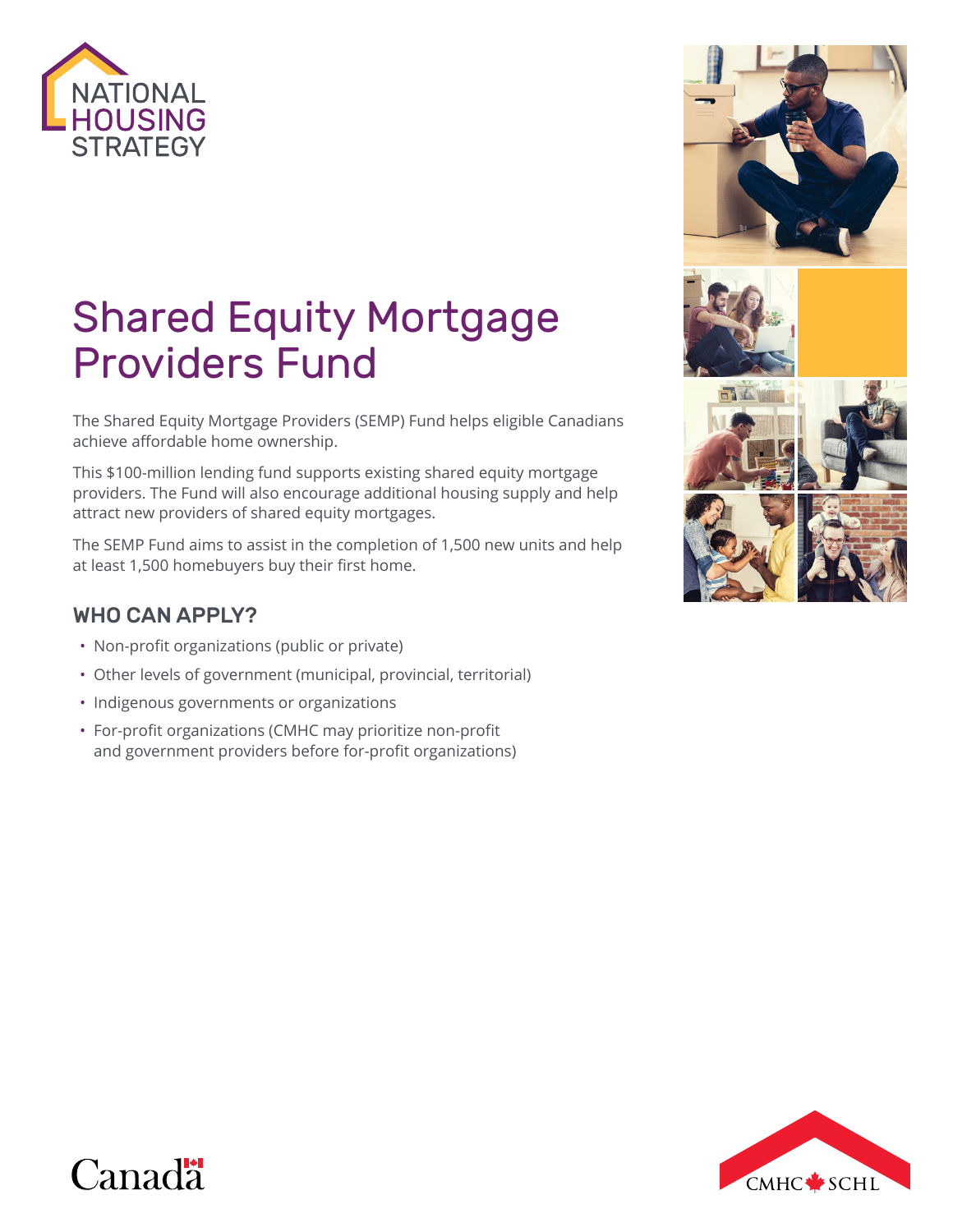NATIONAL HOUSING STRATEGY

# Shared Equity Mortgage Providers Fund

The Shared Equity Mortgage Providers (SEMP) Fund helps eligible Canadians achieve affordable home ownership.

This $100-million lending fund supports existing shared equity mortgage providers. The Fund will also encourage additional housing supply and help attract new providers of shared equity mortgages.

The SEMP Fund aims to assist in the completion of 1,500 new units and help at least 1,500 homebuyers buy their first home.

## WHO CAN APPLY?

- Non-profit organizations (public or private)
- Other levels of government (municipal, provincial, territorial)
- Indigenous governments or organizations
- For-profit organizations (CMHC may prioritize non-profit and government providers before for-profit organizations)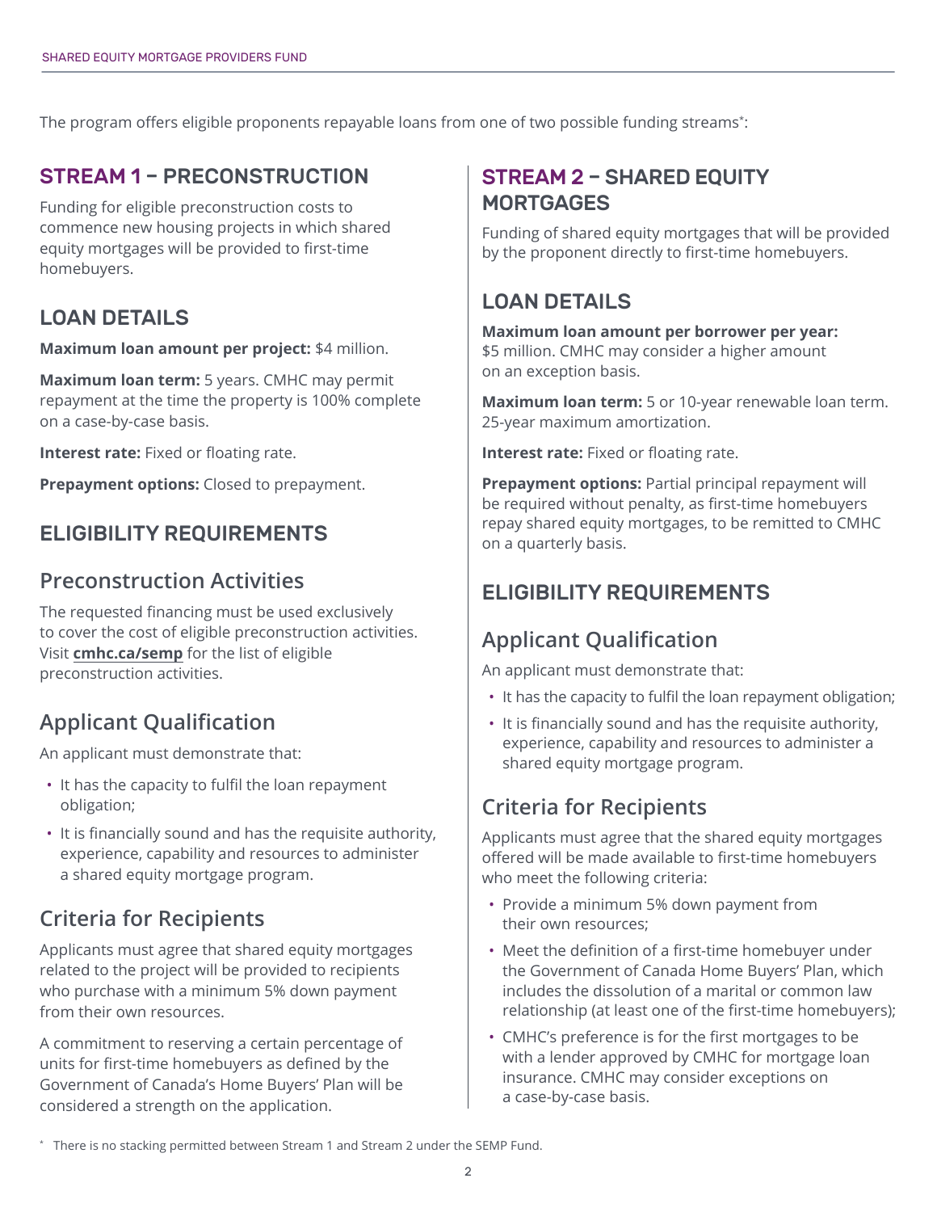The program offers eligible proponents repayable loans from one of two possible funding streams*:

## STREAM 1 – PRECONSTRUCTION

Funding for eligible preconstruction costs to commence new housing projects in which shared equity mortgages will be provided to first-time homebuyers.

### LOAN DETAILS

**Maximum loan amount per project:** $4 million.

**Maximum loan term:** 5 years. CMHC may permit repayment at the time the property is 100% complete on a case-by-case basis.

**Interest rate:** Fixed or floating rate.

**Prepayment options:** Closed to prepayment.

### ELIGIBILITY REQUIREMENTS

#### Preconstruction Activities

The requested financing must be used exclusively to cover the cost of eligible preconstruction activities. Visit **cmhc.ca/semp** for the list of eligible preconstruction activities.

#### Applicant Qualification

An applicant must demonstrate that:

- It has the capacity to fulfil the loan repayment obligation;
- It is financially sound and has the requisite authority, experience, capability and resources to administer a shared equity mortgage program.

#### Criteria for Recipients

Applicants must agree that shared equity mortgages related to the project will be provided to recipients who purchase with a minimum 5% down payment from their own resources.

A commitment to reserving a certain percentage of units for first-time homebuyers as defined by the Government of Canada's Home Buyers' Plan will be considered a strength on the application.

## STREAM 2 – SHARED EQUITY MORTGAGES

Funding of shared equity mortgages that will be provided by the proponent directly to first-time homebuyers.

### LOAN DETAILS

**Maximum loan amount per borrower per year:** $5 million. CMHC may consider a higher amount on an exception basis.

**Maximum loan term:** 5 or 10-year renewable loan term. 25-year maximum amortization.

**Interest rate:** Fixed or floating rate.

**Prepayment options:** Partial principal repayment will be required without penalty, as first-time homebuyers repay shared equity mortgages, to be remitted to CMHC on a quarterly basis.

### ELIGIBILITY REQUIREMENTS

#### Applicant Qualification

An applicant must demonstrate that:

- It has the capacity to fulfil the loan repayment obligation;
- It is financially sound and has the requisite authority, experience, capability and resources to administer a shared equity mortgage program.

#### Criteria for Recipients

Applicants must agree that the shared equity mortgages offered will be made available to first-time homebuyers who meet the following criteria:

- Provide a minimum 5% down payment from their own resources;
- Meet the definition of a first-time homebuyer under the Government of Canada Home Buyers' Plan, which includes the dissolution of a marital or common law relationship (at least one of the first-time homebuyers);
- CMHC's preference is for the first mortgages to be with a lender approved by CMHC for mortgage loan insurance. CMHC may consider exceptions on a case-by-case basis.

* There is no stacking permitted between Stream 1 and Stream 2 under the SEMP Fund.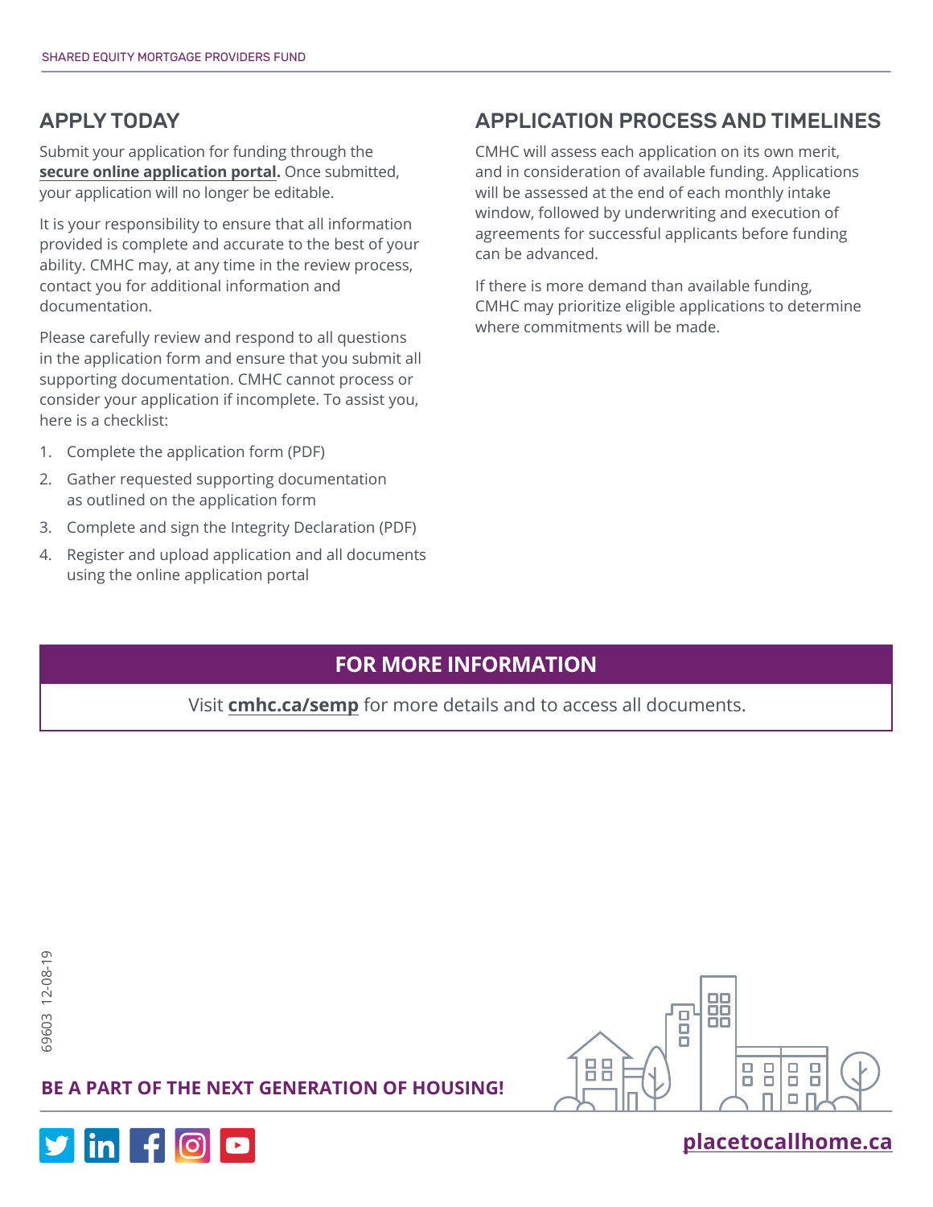## APPLY TODAY

Submit your application for funding through the **secure online application portal.** Once submitted, your application will no longer be editable.

It is your responsibility to ensure that all information provided is complete and accurate to the best of your ability. CMHC may, at any time in the review process, contact you for additional information and documentation.

Please carefully review and respond to all questions in the application form and ensure that you submit all supporting documentation. CMHC cannot process or consider your application if incomplete. To assist you, here is a checklist:

1. Complete the application form (PDF)
2. Gather requested supporting documentation as outlined on the application form
3. Complete and sign the Integrity Declaration (PDF)
4. Register and upload application and all documents using the online application portal

## APPLICATION PROCESS AND TIMELINES

CMHC will assess each application on its own merit, and in consideration of available funding. Applications will be assessed at the end of each monthly intake window, followed by underwriting and execution of agreements for successful applicants before funding can be advanced.

If there is more demand than available funding, CMHC may prioritize eligible applications to determine where commitments will be made.

## FOR MORE INFORMATION

Visit **cmhc.ca/semp** for more details and to access all documents.

69603 12-08-19

**BE A PART OF THE NEXT GENERATION OF HOUSING!**

**placetocallhome.ca**